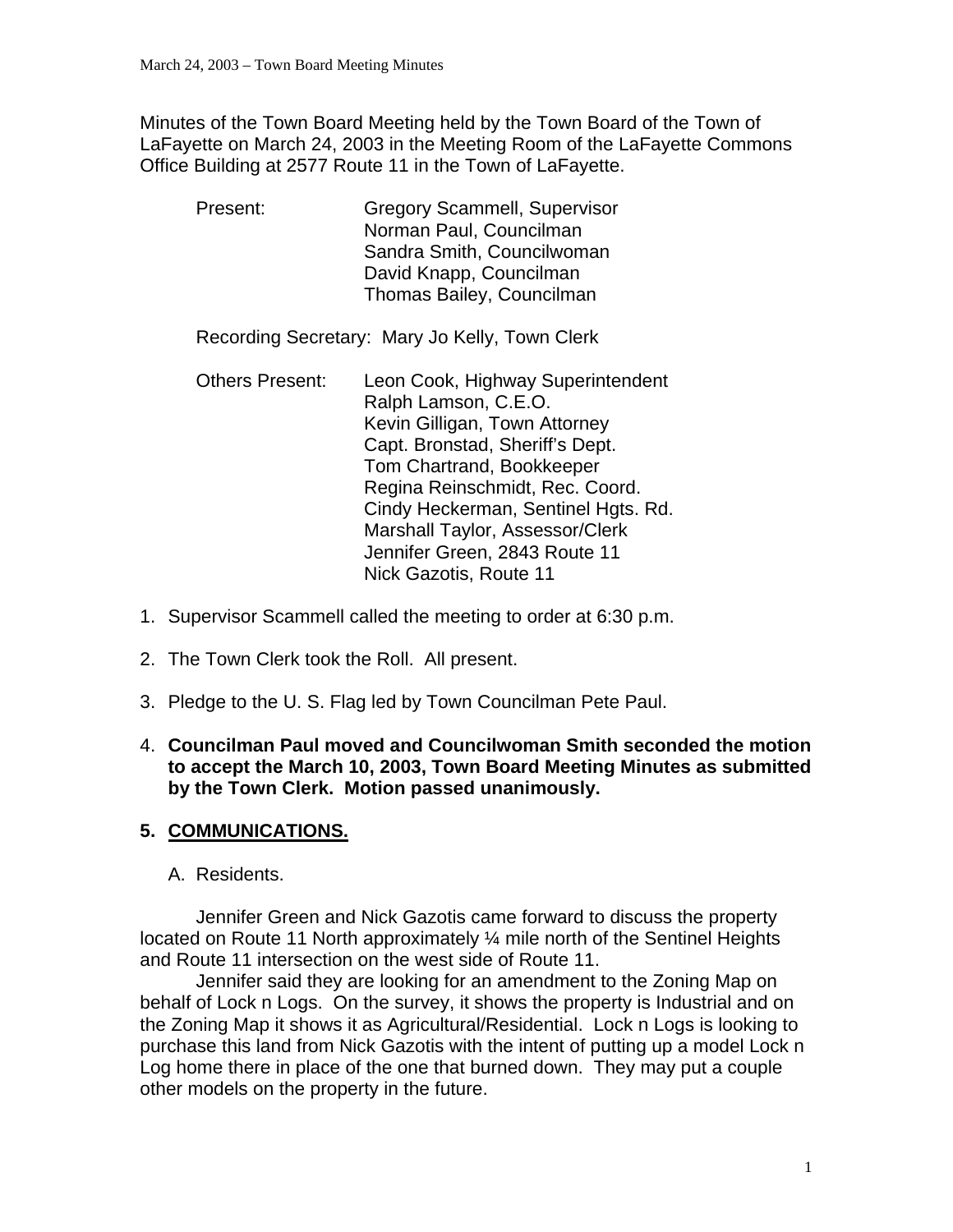Minutes of the Town Board Meeting held by the Town Board of the Town of LaFayette on March 24, 2003 in the Meeting Room of the LaFayette Commons Office Building at 2577 Route 11 in the Town of LaFayette.

Present: Gregory Scammell, Supervisor
Norman Paul, Councilman
Sandra Smith, Councilwoman
David Knapp, Councilman
Thomas Bailey, Councilman

Recording Secretary: Mary Jo Kelly, Town Clerk

Others Present: Leon Cook, Highway Superintendent
Ralph Lamson, C.E.O.
Kevin Gilligan, Town Attorney
Capt. Bronstad, Sheriff's Dept.
Tom Chartrand, Bookkeeper
Regina Reinschmidt, Rec. Coord.
Cindy Heckerman, Sentinel Hgts. Rd.
Marshall Taylor, Assessor/Clerk
Jennifer Green, 2843 Route 11
Nick Gazotis, Route 11

1. Supervisor Scammell called the meeting to order at 6:30 p.m.

2. The Town Clerk took the Roll. All present.

3. Pledge to the U. S. Flag led by Town Councilman Pete Paul.

4. **Councilman Paul moved and Councilwoman Smith seconded the motion to accept the March 10, 2003, Town Board Meeting Minutes as submitted by the Town Clerk. Motion passed unanimously.**

## 5. COMMUNICATIONS.

A. Residents.

Jennifer Green and Nick Gazotis came forward to discuss the property located on Route 11 North approximately ¼ mile north of the Sentinel Heights and Route 11 intersection on the west side of Route 11.

Jennifer said they are looking for an amendment to the Zoning Map on behalf of Lock n Logs. On the survey, it shows the property is Industrial and on the Zoning Map it shows it as Agricultural/Residential. Lock n Logs is looking to purchase this land from Nick Gazotis with the intent of putting up a model Lock n Log home there in place of the one that burned down. They may put a couple other models on the property in the future.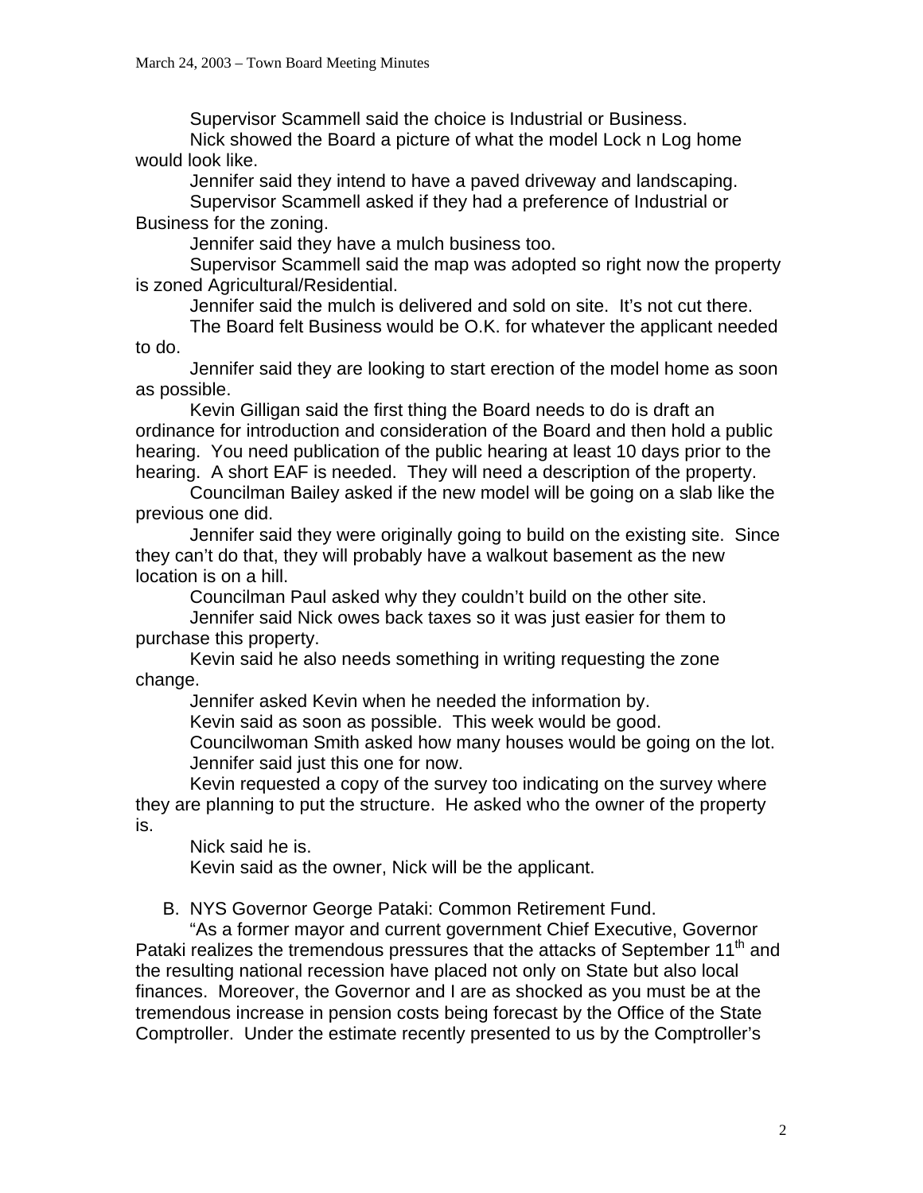Supervisor Scammell said the choice is Industrial or Business.

Nick showed the Board a picture of what the model Lock n Log home would look like.

Jennifer said they intend to have a paved driveway and landscaping.

Supervisor Scammell asked if they had a preference of Industrial or Business for the zoning.

Jennifer said they have a mulch business too.

Supervisor Scammell said the map was adopted so right now the property is zoned Agricultural/Residential.

Jennifer said the mulch is delivered and sold on site. It's not cut there.

The Board felt Business would be O.K. for whatever the applicant needed to do.

Jennifer said they are looking to start erection of the model home as soon as possible.

Kevin Gilligan said the first thing the Board needs to do is draft an ordinance for introduction and consideration of the Board and then hold a public hearing. You need publication of the public hearing at least 10 days prior to the hearing. A short EAF is needed. They will need a description of the property.

Councilman Bailey asked if the new model will be going on a slab like the previous one did.

Jennifer said they were originally going to build on the existing site. Since they can't do that, they will probably have a walkout basement as the new location is on a hill.

Councilman Paul asked why they couldn't build on the other site.

Jennifer said Nick owes back taxes so it was just easier for them to purchase this property.

Kevin said he also needs something in writing requesting the zone change.

Jennifer asked Kevin when he needed the information by.

Kevin said as soon as possible. This week would be good.

Councilwoman Smith asked how many houses would be going on the lot.

Jennifer said just this one for now.

Kevin requested a copy of the survey too indicating on the survey where they are planning to put the structure. He asked who the owner of the property is.

Nick said he is.

Kevin said as the owner, Nick will be the applicant.

B. NYS Governor George Pataki: Common Retirement Fund.

"As a former mayor and current government Chief Executive, Governor Pataki realizes the tremendous pressures that the attacks of September 11th and the resulting national recession have placed not only on State but also local finances. Moreover, the Governor and I are as shocked as you must be at the tremendous increase in pension costs being forecast by the Office of the State Comptroller. Under the estimate recently presented to us by the Comptroller's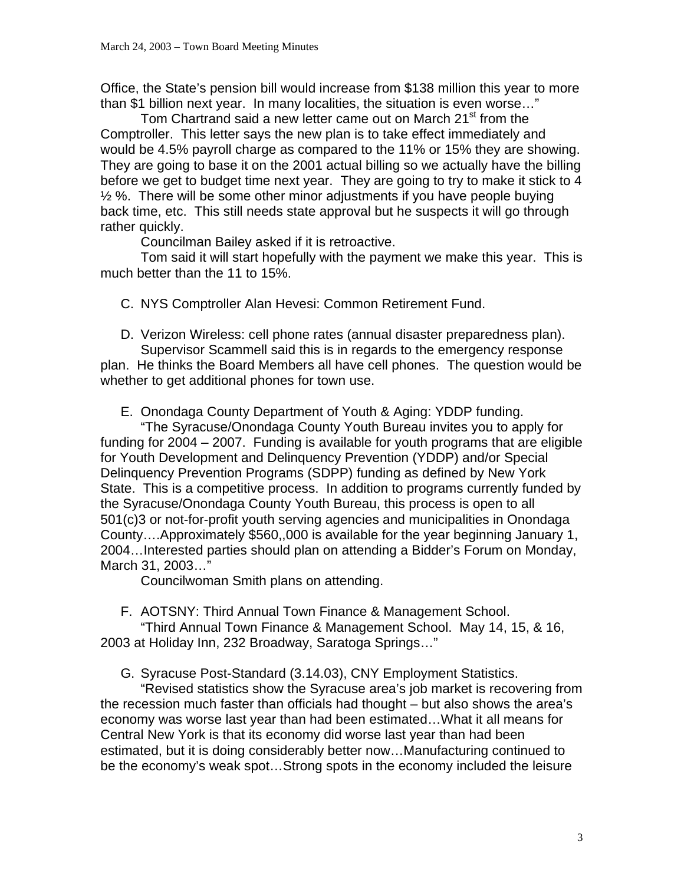Office, the State's pension bill would increase from $138 million this year to more than $1 billion next year. In many localities, the situation is even worse…"

Tom Chartrand said a new letter came out on March 21st from the Comptroller. This letter says the new plan is to take effect immediately and would be 4.5% payroll charge as compared to the 11% or 15% they are showing. They are going to base it on the 2001 actual billing so we actually have the billing before we get to budget time next year. They are going to try to make it stick to 4 ½ %. There will be some other minor adjustments if you have people buying back time, etc. This still needs state approval but he suspects it will go through rather quickly.

Councilman Bailey asked if it is retroactive.

Tom said it will start hopefully with the payment we make this year. This is much better than the 11 to 15%.

C. NYS Comptroller Alan Hevesi: Common Retirement Fund.

D. Verizon Wireless: cell phone rates (annual disaster preparedness plan).

Supervisor Scammell said this is in regards to the emergency response plan. He thinks the Board Members all have cell phones. The question would be whether to get additional phones for town use.

E. Onondaga County Department of Youth & Aging: YDDP funding.

"The Syracuse/Onondaga County Youth Bureau invites you to apply for funding for 2004 – 2007. Funding is available for youth programs that are eligible for Youth Development and Delinquency Prevention (YDDP) and/or Special Delinquency Prevention Programs (SDPP) funding as defined by New York State. This is a competitive process. In addition to programs currently funded by the Syracuse/Onondaga County Youth Bureau, this process is open to all 501(c)3 or not-for-profit youth serving agencies and municipalities in Onondaga County….Approximately $560,,000 is available for the year beginning January 1, 2004…Interested parties should plan on attending a Bidder's Forum on Monday, March 31, 2003…"

Councilwoman Smith plans on attending.

F. AOTSNY: Third Annual Town Finance & Management School.

"Third Annual Town Finance & Management School. May 14, 15, & 16, 2003 at Holiday Inn, 232 Broadway, Saratoga Springs…"

G. Syracuse Post-Standard (3.14.03), CNY Employment Statistics.

"Revised statistics show the Syracuse area's job market is recovering from the recession much faster than officials had thought – but also shows the area's economy was worse last year than had been estimated…What it all means for Central New York is that its economy did worse last year than had been estimated, but it is doing considerably better now…Manufacturing continued to be the economy's weak spot…Strong spots in the economy included the leisure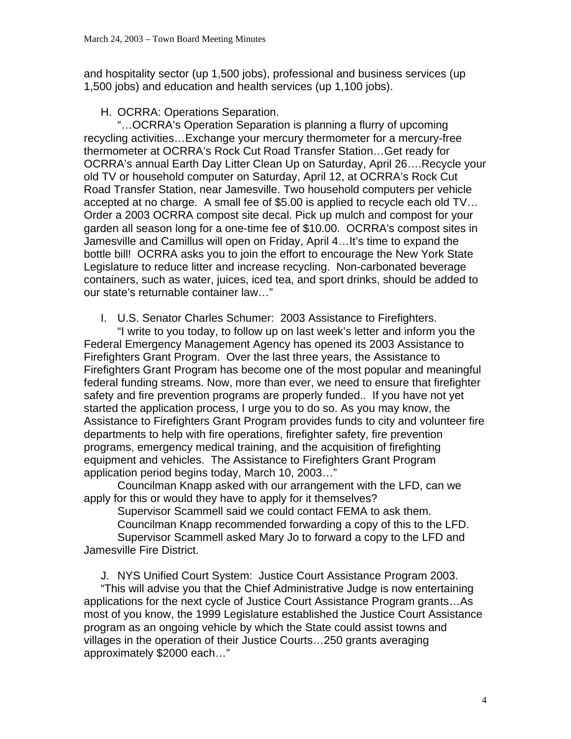and hospitality sector (up 1,500 jobs), professional and business services (up 1,500 jobs) and education and health services (up 1,100 jobs).

H. OCRRA: Operations Separation.

"…OCRRA's Operation Separation is planning a flurry of upcoming recycling activities…Exchange your mercury thermometer for a mercury-free thermometer at OCRRA's Rock Cut Road Transfer Station…Get ready for OCRRA's annual Earth Day Litter Clean Up on Saturday, April 26….Recycle your old TV or household computer on Saturday, April 12, at OCRRA's Rock Cut Road Transfer Station, near Jamesville. Two household computers per vehicle accepted at no charge. A small fee of $5.00 is applied to recycle each old TV… Order a 2003 OCRRA compost site decal. Pick up mulch and compost for your garden all season long for a one-time fee of $10.00. OCRRA's compost sites in Jamesville and Camillus will open on Friday, April 4…It's time to expand the bottle bill! OCRRA asks you to join the effort to encourage the New York State Legislature to reduce litter and increase recycling. Non-carbonated beverage containers, such as water, juices, iced tea, and sport drinks, should be added to our state's returnable container law…"

I. U.S. Senator Charles Schumer: 2003 Assistance to Firefighters.

"I write to you today, to follow up on last week's letter and inform you the Federal Emergency Management Agency has opened its 2003 Assistance to Firefighters Grant Program. Over the last three years, the Assistance to Firefighters Grant Program has become one of the most popular and meaningful federal funding streams. Now, more than ever, we need to ensure that firefighter safety and fire prevention programs are properly funded.. If you have not yet started the application process, I urge you to do so. As you may know, the Assistance to Firefighters Grant Program provides funds to city and volunteer fire departments to help with fire operations, firefighter safety, fire prevention programs, emergency medical training, and the acquisition of firefighting equipment and vehicles. The Assistance to Firefighters Grant Program application period begins today, March 10, 2003…"

Councilman Knapp asked with our arrangement with the LFD, can we apply for this or would they have to apply for it themselves?

Supervisor Scammell said we could contact FEMA to ask them.

Councilman Knapp recommended forwarding a copy of this to the LFD.

Supervisor Scammell asked Mary Jo to forward a copy to the LFD and Jamesville Fire District.

J. NYS Unified Court System: Justice Court Assistance Program 2003.

"This will advise you that the Chief Administrative Judge is now entertaining applications for the next cycle of Justice Court Assistance Program grants…As most of you know, the 1999 Legislature established the Justice Court Assistance program as an ongoing vehicle by which the State could assist towns and villages in the operation of their Justice Courts…250 grants averaging approximately $2000 each…"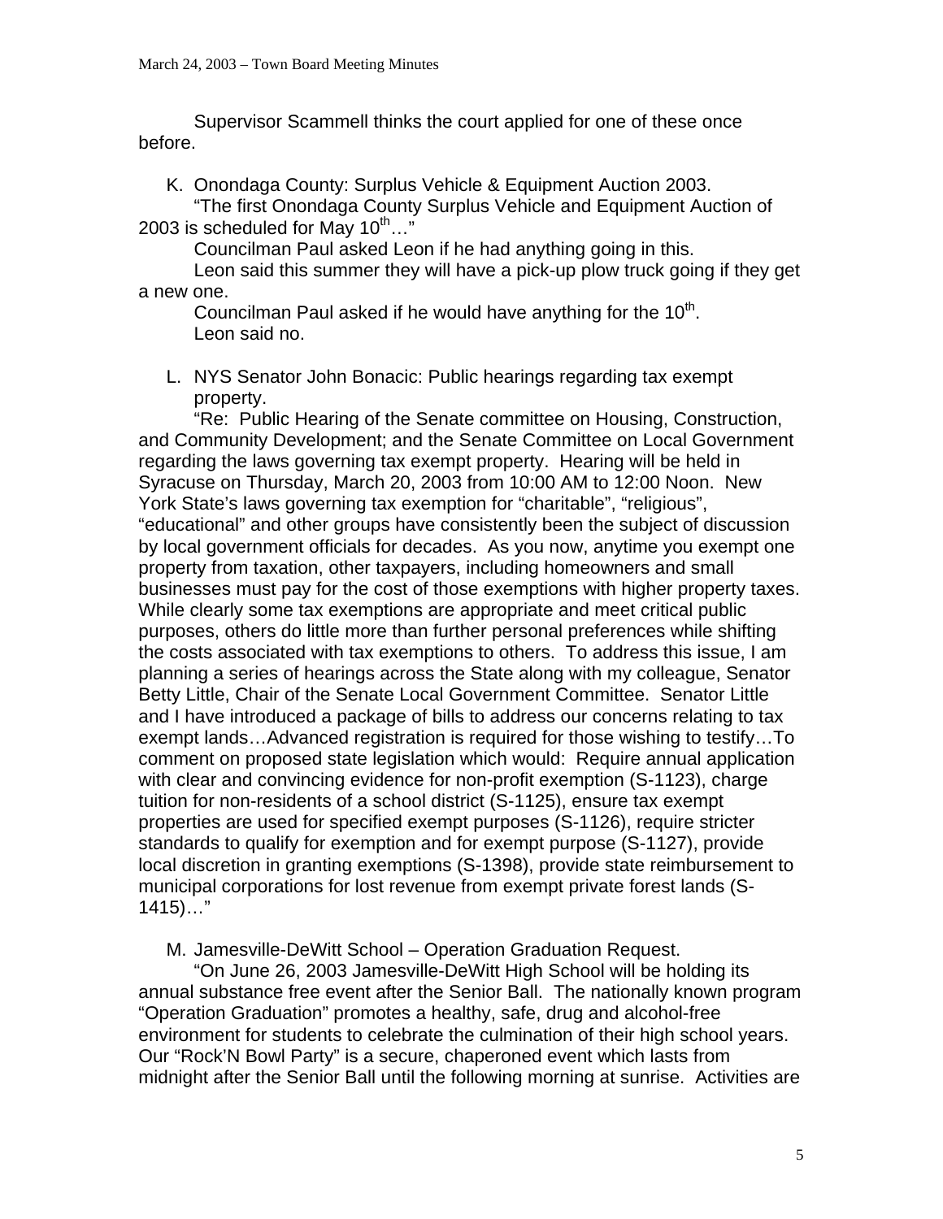Supervisor Scammell thinks the court applied for one of these once before.

K. Onondaga County: Surplus Vehicle & Equipment Auction 2003.

"The first Onondaga County Surplus Vehicle and Equipment Auction of 2003 is scheduled for May 10th…"

Councilman Paul asked Leon if he had anything going in this.

Leon said this summer they will have a pick-up plow truck going if they get a new one.

Councilman Paul asked if he would have anything for the 10th.

Leon said no.

L. NYS Senator John Bonacic: Public hearings regarding tax exempt property.

"Re: Public Hearing of the Senate committee on Housing, Construction, and Community Development; and the Senate Committee on Local Government regarding the laws governing tax exempt property. Hearing will be held in Syracuse on Thursday, March 20, 2003 from 10:00 AM to 12:00 Noon. New York State's laws governing tax exemption for "charitable", "religious", "educational" and other groups have consistently been the subject of discussion by local government officials for decades. As you now, anytime you exempt one property from taxation, other taxpayers, including homeowners and small businesses must pay for the cost of those exemptions with higher property taxes. While clearly some tax exemptions are appropriate and meet critical public purposes, others do little more than further personal preferences while shifting the costs associated with tax exemptions to others. To address this issue, I am planning a series of hearings across the State along with my colleague, Senator Betty Little, Chair of the Senate Local Government Committee. Senator Little and I have introduced a package of bills to address our concerns relating to tax exempt lands…Advanced registration is required for those wishing to testify…To comment on proposed state legislation which would: Require annual application with clear and convincing evidence for non-profit exemption (S-1123), charge tuition for non-residents of a school district (S-1125), ensure tax exempt properties are used for specified exempt purposes (S-1126), require stricter standards to qualify for exemption and for exempt purpose (S-1127), provide local discretion in granting exemptions (S-1398), provide state reimbursement to municipal corporations for lost revenue from exempt private forest lands (S-1415)…"

M. Jamesville-DeWitt School – Operation Graduation Request.

"On June 26, 2003 Jamesville-DeWitt High School will be holding its annual substance free event after the Senior Ball. The nationally known program "Operation Graduation" promotes a healthy, safe, drug and alcohol-free environment for students to celebrate the culmination of their high school years. Our "Rock'N Bowl Party" is a secure, chaperoned event which lasts from midnight after the Senior Ball until the following morning at sunrise. Activities are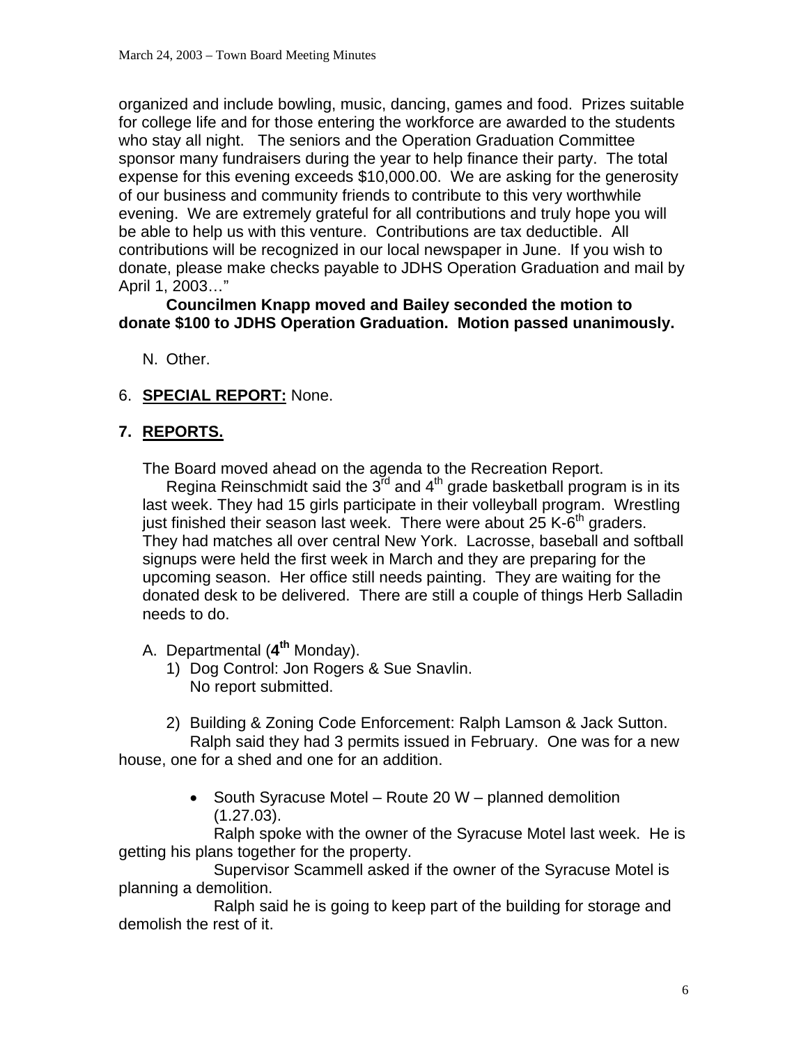organized and include bowling, music, dancing, games and food. Prizes suitable for college life and for those entering the workforce are awarded to the students who stay all night. The seniors and the Operation Graduation Committee sponsor many fundraisers during the year to help finance their party. The total expense for this evening exceeds $10,000.00. We are asking for the generosity of our business and community friends to contribute to this very worthwhile evening. We are extremely grateful for all contributions and truly hope you will be able to help us with this venture. Contributions are tax deductible. All contributions will be recognized in our local newspaper in June. If you wish to donate, please make checks payable to JDHS Operation Graduation and mail by April 1, 2003…"

**Councilmen Knapp moved and Bailey seconded the motion to donate $100 to JDHS Operation Graduation. Motion passed unanimously.**

N. Other.

6. **SPECIAL REPORT:** None.

7. **REPORTS.**

The Board moved ahead on the agenda to the Recreation Report.

Regina Reinschmidt said the 3rd and 4th grade basketball program is in its last week. They had 15 girls participate in their volleyball program. Wrestling just finished their season last week. There were about 25 K-6th graders. They had matches all over central New York. Lacrosse, baseball and softball signups were held the first week in March and they are preparing for the upcoming season. Her office still needs painting. They are waiting for the donated desk to be delivered. There are still a couple of things Herb Salladin needs to do.

A. Departmental (**4th** Monday).

1) Dog Control: Jon Rogers & Sue Snavlin.
   No report submitted.

2) Building & Zoning Code Enforcement: Ralph Lamson & Jack Sutton.

Ralph said they had 3 permits issued in February. One was for a new house, one for a shed and one for an addition.

- South Syracuse Motel – Route 20 W – planned demolition (1.27.03).

Ralph spoke with the owner of the Syracuse Motel last week. He is getting his plans together for the property.

Supervisor Scammell asked if the owner of the Syracuse Motel is planning a demolition.

Ralph said he is going to keep part of the building for storage and demolish the rest of it.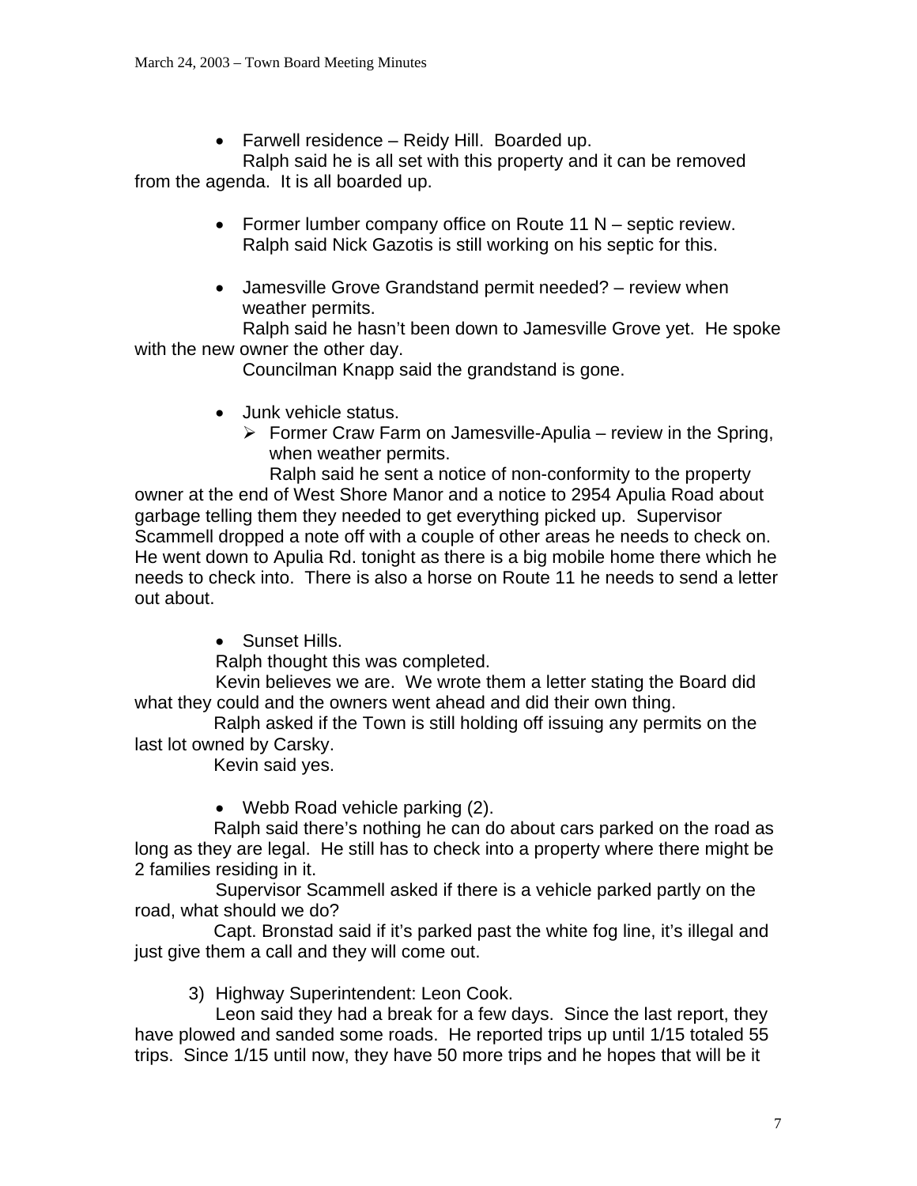- Farwell residence – Reidy Hill. Boarded up.

Ralph said he is all set with this property and it can be removed from the agenda. It is all boarded up.

- Former lumber company office on Route 11 N – septic review. Ralph said Nick Gazotis is still working on his septic for this.

- Jamesville Grove Grandstand permit needed? – review when weather permits.

Ralph said he hasn't been down to Jamesville Grove yet. He spoke with the new owner the other day.

Councilman Knapp said the grandstand is gone.

- Junk vehicle status.
  - Former Craw Farm on Jamesville-Apulia – review in the Spring, when weather permits.

Ralph said he sent a notice of non-conformity to the property owner at the end of West Shore Manor and a notice to 2954 Apulia Road about garbage telling them they needed to get everything picked up. Supervisor Scammell dropped a note off with a couple of other areas he needs to check on. He went down to Apulia Rd. tonight as there is a big mobile home there which he needs to check into. There is also a horse on Route 11 he needs to send a letter out about.

- Sunset Hills.

Ralph thought this was completed.

Kevin believes we are. We wrote them a letter stating the Board did what they could and the owners went ahead and did their own thing.

Ralph asked if the Town is still holding off issuing any permits on the last lot owned by Carsky.

Kevin said yes.

- Webb Road vehicle parking (2).

Ralph said there's nothing he can do about cars parked on the road as long as they are legal. He still has to check into a property where there might be 2 families residing in it.

Supervisor Scammell asked if there is a vehicle parked partly on the road, what should we do?

Capt. Bronstad said if it's parked past the white fog line, it's illegal and just give them a call and they will come out.

3) Highway Superintendent: Leon Cook.

Leon said they had a break for a few days. Since the last report, they have plowed and sanded some roads. He reported trips up until 1/15 totaled 55 trips. Since 1/15 until now, they have 50 more trips and he hopes that will be it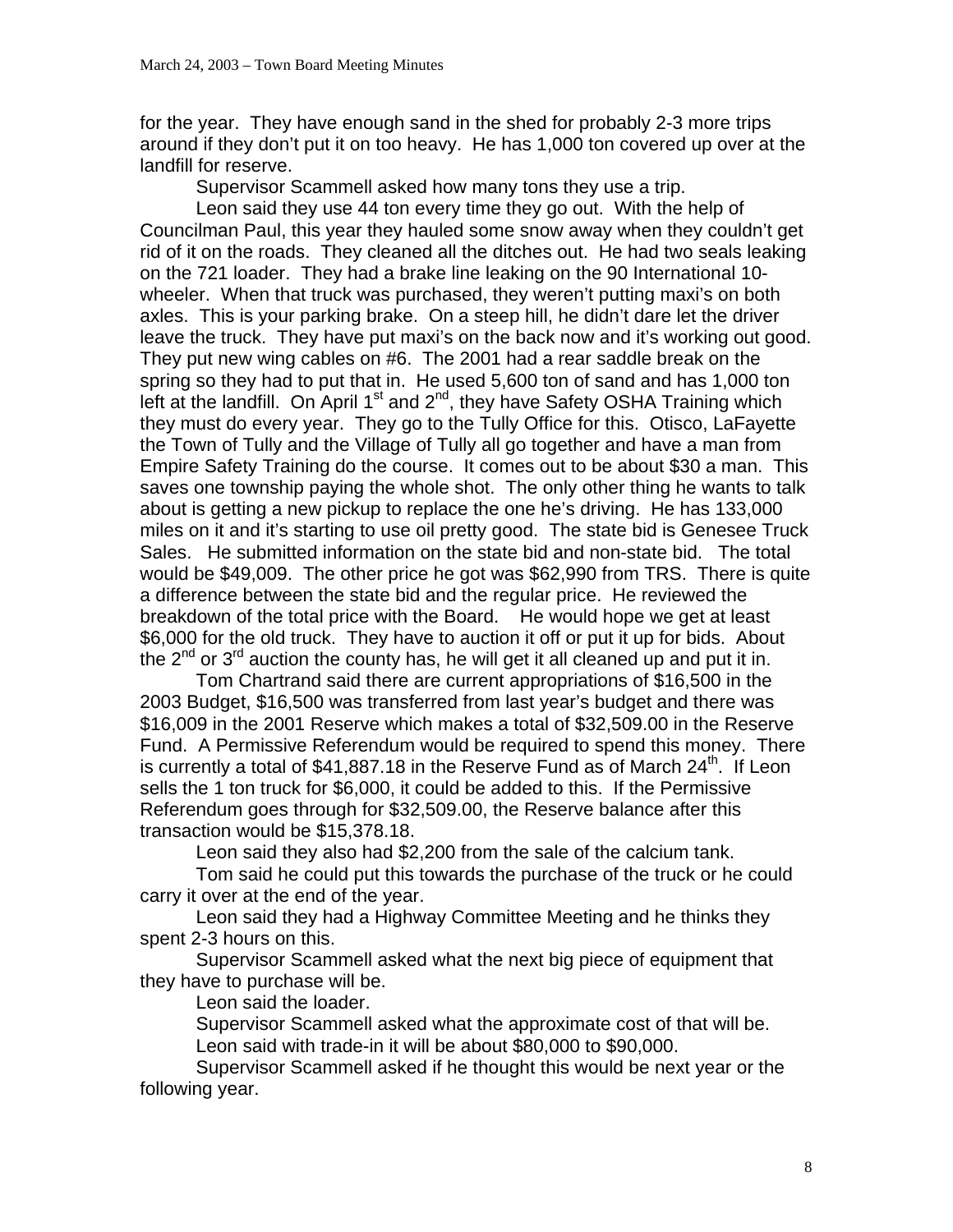for the year. They have enough sand in the shed for probably 2-3 more trips around if they don't put it on too heavy. He has 1,000 ton covered up over at the landfill for reserve.

Supervisor Scammell asked how many tons they use a trip.

Leon said they use 44 ton every time they go out. With the help of Councilman Paul, this year they hauled some snow away when they couldn't get rid of it on the roads. They cleaned all the ditches out. He had two seals leaking on the 721 loader. They had a brake line leaking on the 90 International 10-wheeler. When that truck was purchased, they weren't putting maxi's on both axles. This is your parking brake. On a steep hill, he didn't dare let the driver leave the truck. They have put maxi's on the back now and it's working out good. They put new wing cables on #6. The 2001 had a rear saddle break on the spring so they had to put that in. He used 5,600 ton of sand and has 1,000 ton left at the landfill. On April 1st and 2nd, they have Safety OSHA Training which they must do every year. They go to the Tully Office for this. Otisco, LaFayette the Town of Tully and the Village of Tully all go together and have a man from Empire Safety Training do the course. It comes out to be about $30 a man. This saves one township paying the whole shot. The only other thing he wants to talk about is getting a new pickup to replace the one he's driving. He has 133,000 miles on it and it's starting to use oil pretty good. The state bid is Genesee Truck Sales. He submitted information on the state bid and non-state bid. The total would be $49,009. The other price he got was $62,990 from TRS. There is quite a difference between the state bid and the regular price. He reviewed the breakdown of the total price with the Board. He would hope we get at least $6,000 for the old truck. They have to auction it off or put it up for bids. About the 2nd or 3rd auction the county has, he will get it all cleaned up and put it in.

Tom Chartrand said there are current appropriations of $16,500 in the 2003 Budget, $16,500 was transferred from last year's budget and there was $16,009 in the 2001 Reserve which makes a total of $32,509.00 in the Reserve Fund. A Permissive Referendum would be required to spend this money. There is currently a total of $41,887.18 in the Reserve Fund as of March 24th. If Leon sells the 1 ton truck for $6,000, it could be added to this. If the Permissive Referendum goes through for $32,509.00, the Reserve balance after this transaction would be $15,378.18.

Leon said they also had $2,200 from the sale of the calcium tank.

Tom said he could put this towards the purchase of the truck or he could carry it over at the end of the year.

Leon said they had a Highway Committee Meeting and he thinks they spent 2-3 hours on this.

Supervisor Scammell asked what the next big piece of equipment that they have to purchase will be.

Leon said the loader.

Supervisor Scammell asked what the approximate cost of that will be.

Leon said with trade-in it will be about $80,000 to $90,000.

Supervisor Scammell asked if he thought this would be next year or the following year.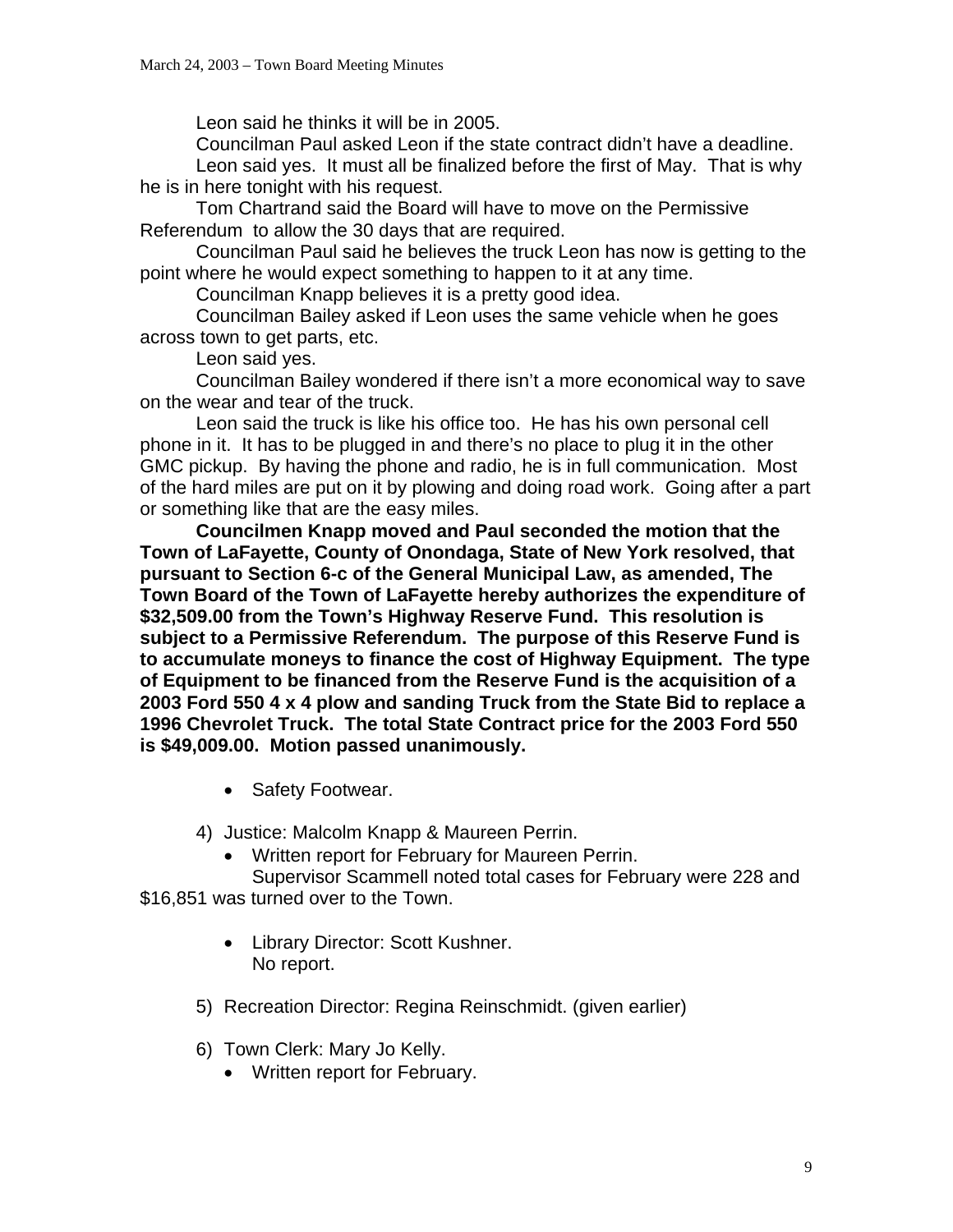Leon said he thinks it will be in 2005.

Councilman Paul asked Leon if the state contract didn't have a deadline.

Leon said yes. It must all be finalized before the first of May. That is why he is in here tonight with his request.

Tom Chartrand said the Board will have to move on the Permissive Referendum to allow the 30 days that are required.

Councilman Paul said he believes the truck Leon has now is getting to the point where he would expect something to happen to it at any time.

Councilman Knapp believes it is a pretty good idea.

Councilman Bailey asked if Leon uses the same vehicle when he goes across town to get parts, etc.

Leon said yes.

Councilman Bailey wondered if there isn't a more economical way to save on the wear and tear of the truck.

Leon said the truck is like his office too. He has his own personal cell phone in it. It has to be plugged in and there's no place to plug it in the other GMC pickup. By having the phone and radio, he is in full communication. Most of the hard miles are put on it by plowing and doing road work. Going after a part or something like that are the easy miles.

**Councilmen Knapp moved and Paul seconded the motion that the Town of LaFayette, County of Onondaga, State of New York resolved, that pursuant to Section 6-c of the General Municipal Law, as amended, The Town Board of the Town of LaFayette hereby authorizes the expenditure of $32,509.00 from the Town's Highway Reserve Fund. This resolution is subject to a Permissive Referendum. The purpose of this Reserve Fund is to accumulate moneys to finance the cost of Highway Equipment. The type of Equipment to be financed from the Reserve Fund is the acquisition of a 2003 Ford 550 4 x 4 plow and sanding Truck from the State Bid to replace a 1996 Chevrolet Truck. The total State Contract price for the 2003 Ford 550 is $49,009.00. Motion passed unanimously.**

- Safety Footwear.

4) Justice: Malcolm Knapp & Maureen Perrin.
   - Written report for February for Maureen Perrin.

   Supervisor Scammell noted total cases for February were 228 and $16,851 was turned over to the Town.

   - Library Director: Scott Kushner.
     No report.

5) Recreation Director: Regina Reinschmidt. (given earlier)

6) Town Clerk: Mary Jo Kelly.
   - Written report for February.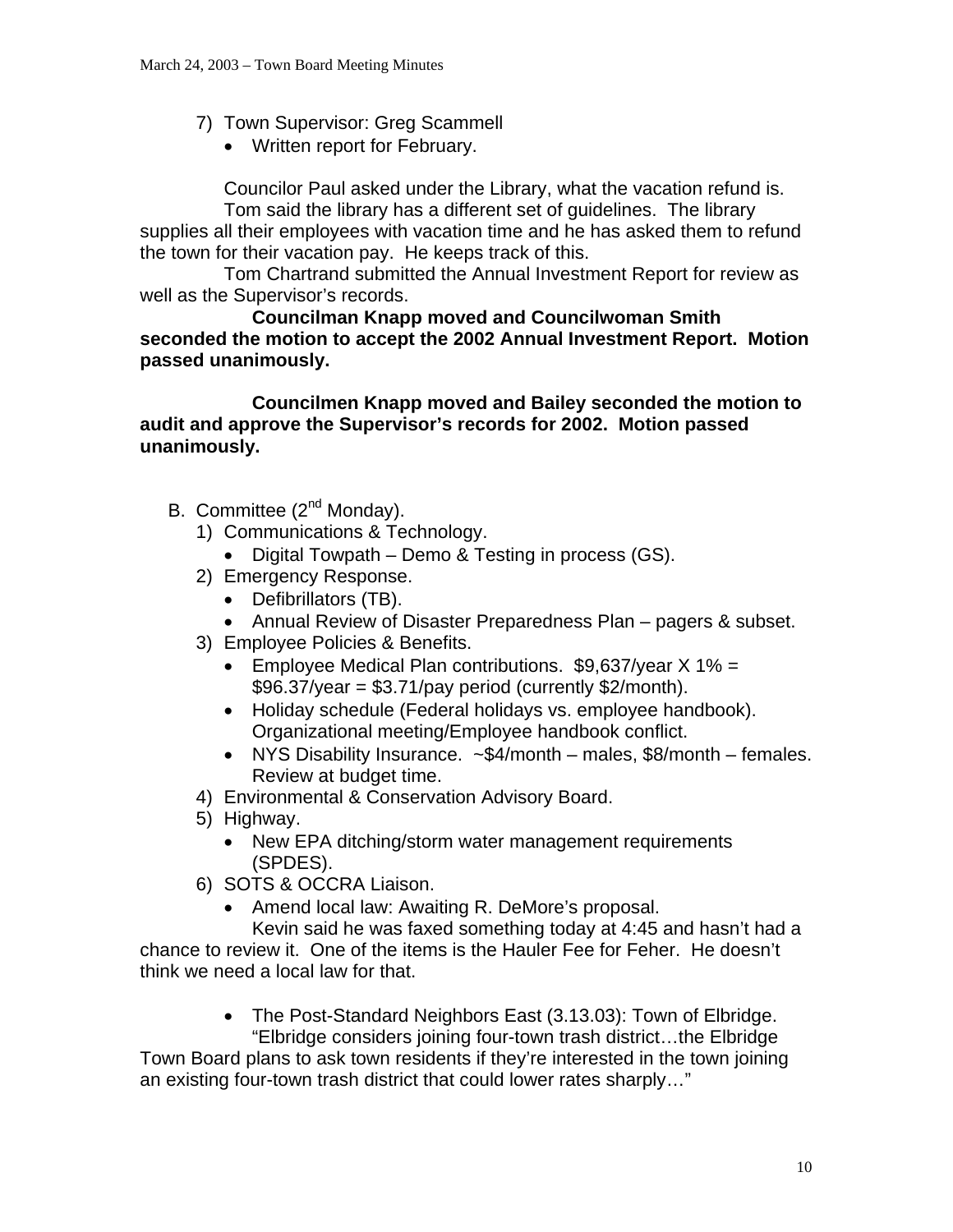7) Town Supervisor: Greg Scammell
   - Written report for February.

   Councilor Paul asked under the Library, what the vacation refund is.
   Tom said the library has a different set of guidelines. The library supplies all their employees with vacation time and he has asked them to refund the town for their vacation pay. He keeps track of this.
   Tom Chartrand submitted the Annual Investment Report for review as well as the Supervisor's records.

   **Councilman Knapp moved and Councilwoman Smith seconded the motion to accept the 2002 Annual Investment Report. Motion passed unanimously.**

   **Councilmen Knapp moved and Bailey seconded the motion to audit and approve the Supervisor's records for 2002. Motion passed unanimously.**

B. Committee (2nd Monday).
   1) Communications & Technology.
      - Digital Towpath – Demo & Testing in process (GS).
   2) Emergency Response.
      - Defibrillators (TB).
      - Annual Review of Disaster Preparedness Plan – pagers & subset.
   3) Employee Policies & Benefits.
      - Employee Medical Plan contributions. $9,637/year X 1% = $96.37/year = $3.71/pay period (currently $2/month).
      - Holiday schedule (Federal holidays vs. employee handbook). Organizational meeting/Employee handbook conflict.
      - NYS Disability Insurance. ~$4/month – males, $8/month – females. Review at budget time.
   4) Environmental & Conservation Advisory Board.
   5) Highway.
      - New EPA ditching/storm water management requirements (SPDES).
   6) SOTS & OCCRA Liaison.
      - Amend local law: Awaiting R. DeMore's proposal.

      Kevin said he was faxed something today at 4:45 and hasn't had a chance to review it. One of the items is the Hauler Fee for Feher. He doesn't think we need a local law for that.

      - The Post-Standard Neighbors East (3.13.03): Town of Elbridge.

      "Elbridge considers joining four-town trash district…the Elbridge Town Board plans to ask town residents if they're interested in the town joining an existing four-town trash district that could lower rates sharply…"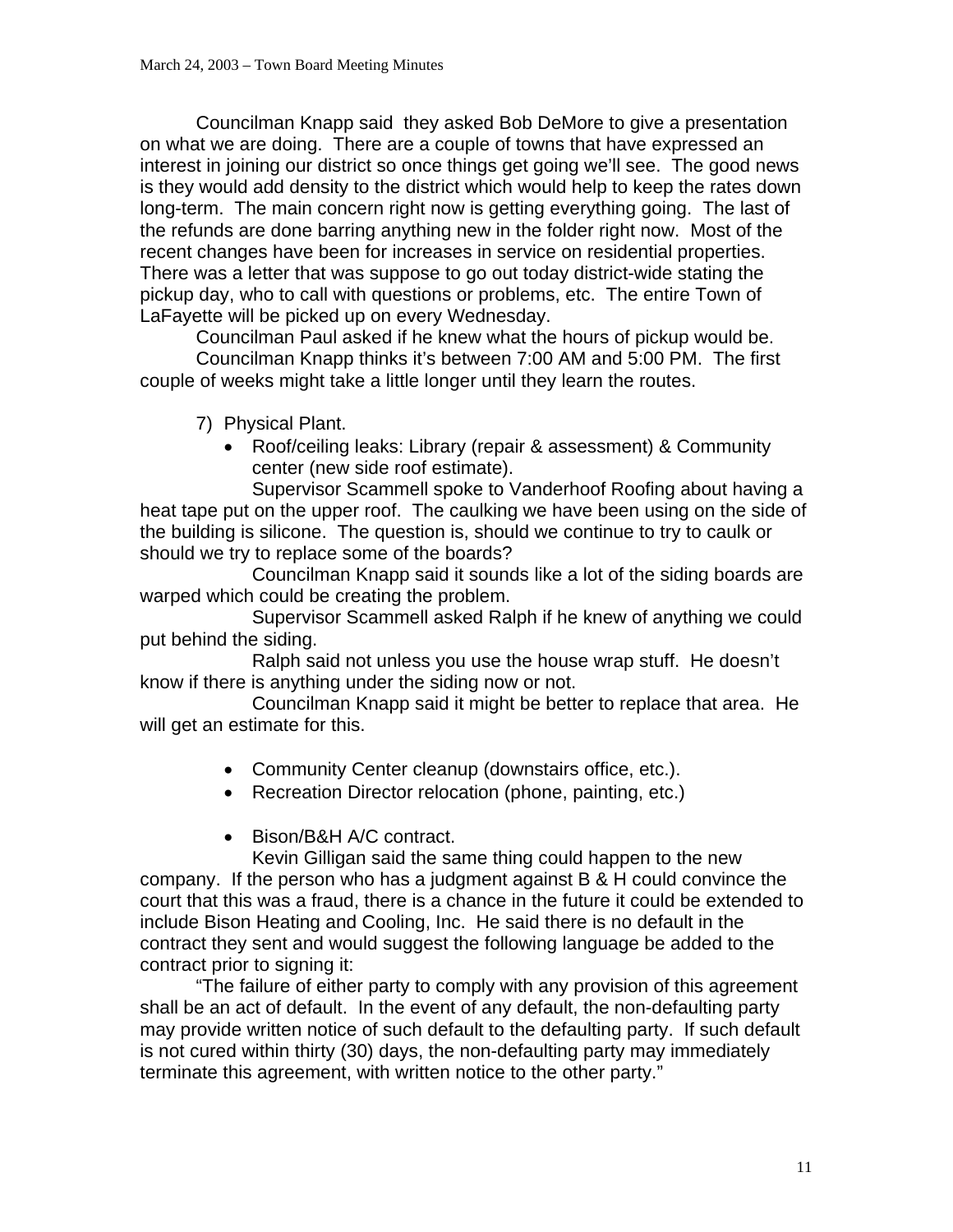Councilman Knapp said they asked Bob DeMore to give a presentation on what we are doing. There are a couple of towns that have expressed an interest in joining our district so once things get going we'll see. The good news is they would add density to the district which would help to keep the rates down long-term. The main concern right now is getting everything going. The last of the refunds are done barring anything new in the folder right now. Most of the recent changes have been for increases in service on residential properties. There was a letter that was suppose to go out today district-wide stating the pickup day, who to call with questions or problems, etc. The entire Town of LaFayette will be picked up on every Wednesday.

Councilman Paul asked if he knew what the hours of pickup would be.

Councilman Knapp thinks it's between 7:00 AM and 5:00 PM. The first couple of weeks might take a little longer until they learn the routes.

7) Physical Plant.

- Roof/ceiling leaks: Library (repair & assessment) & Community center (new side roof estimate).

Supervisor Scammell spoke to Vanderhoof Roofing about having a heat tape put on the upper roof. The caulking we have been using on the side of the building is silicone. The question is, should we continue to try to caulk or should we try to replace some of the boards?

Councilman Knapp said it sounds like a lot of the siding boards are warped which could be creating the problem.

Supervisor Scammell asked Ralph if he knew of anything we could put behind the siding.

Ralph said not unless you use the house wrap stuff. He doesn't know if there is anything under the siding now or not.

Councilman Knapp said it might be better to replace that area. He will get an estimate for this.

- Community Center cleanup (downstairs office, etc.).
- Recreation Director relocation (phone, painting, etc.)
- Bison/B&H A/C contract.

Kevin Gilligan said the same thing could happen to the new company. If the person who has a judgment against B & H could convince the court that this was a fraud, there is a chance in the future it could be extended to include Bison Heating and Cooling, Inc. He said there is no default in the contract they sent and would suggest the following language be added to the contract prior to signing it:

"The failure of either party to comply with any provision of this agreement shall be an act of default. In the event of any default, the non-defaulting party may provide written notice of such default to the defaulting party. If such default is not cured within thirty (30) days, the non-defaulting party may immediately terminate this agreement, with written notice to the other party."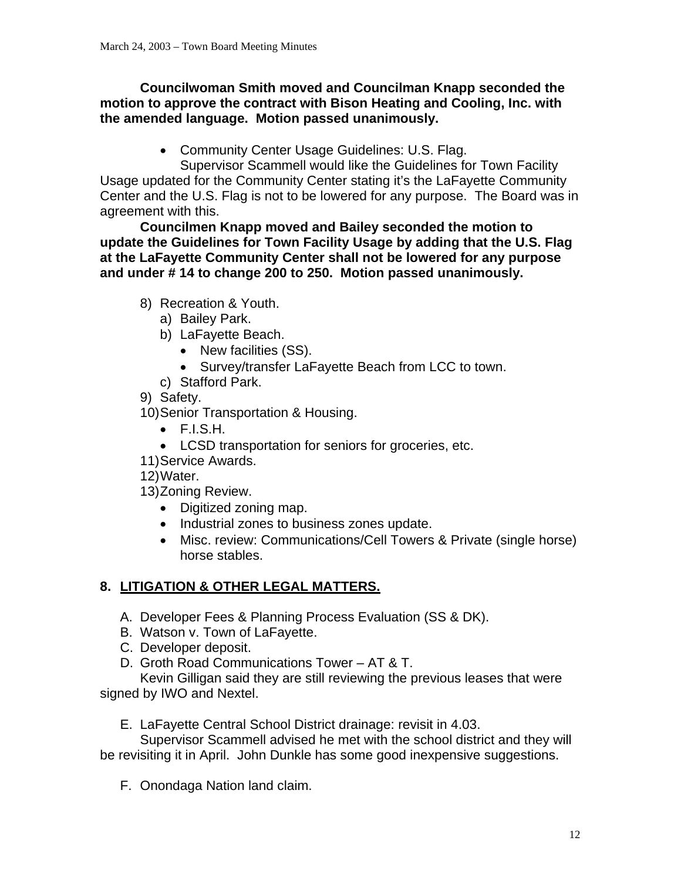**Councilwoman Smith moved and Councilman Knapp seconded the motion to approve the contract with Bison Heating and Cooling, Inc. with the amended language. Motion passed unanimously.**

- Community Center Usage Guidelines: U.S. Flag.

Supervisor Scammell would like the Guidelines for Town Facility Usage updated for the Community Center stating it's the LaFayette Community Center and the U.S. Flag is not to be lowered for any purpose. The Board was in agreement with this.

**Councilmen Knapp moved and Bailey seconded the motion to update the Guidelines for Town Facility Usage by adding that the U.S. Flag at the LaFayette Community Center shall not be lowered for any purpose and under # 14 to change 200 to 250. Motion passed unanimously.**

8) Recreation & Youth.
   a) Bailey Park.
   b) LaFayette Beach.
      - New facilities (SS).
      - Survey/transfer LaFayette Beach from LCC to town.
   c) Stafford Park.
9) Safety.
10) Senior Transportation & Housing.
    - F.I.S.H.
    - LCSD transportation for seniors for groceries, etc.
11) Service Awards.
12) Water.
13) Zoning Review.
    - Digitized zoning map.
    - Industrial zones to business zones update.
    - Misc. review: Communications/Cell Towers & Private (single horse) horse stables.

## 8. LITIGATION & OTHER LEGAL MATTERS.

A. Developer Fees & Planning Process Evaluation (SS & DK).
B. Watson v. Town of LaFayette.
C. Developer deposit.
D. Groth Road Communications Tower – AT & T.

Kevin Gilligan said they are still reviewing the previous leases that were signed by IWO and Nextel.

E. LaFayette Central School District drainage: revisit in 4.03.

Supervisor Scammell advised he met with the school district and they will be revisiting it in April. John Dunkle has some good inexpensive suggestions.

F. Onondaga Nation land claim.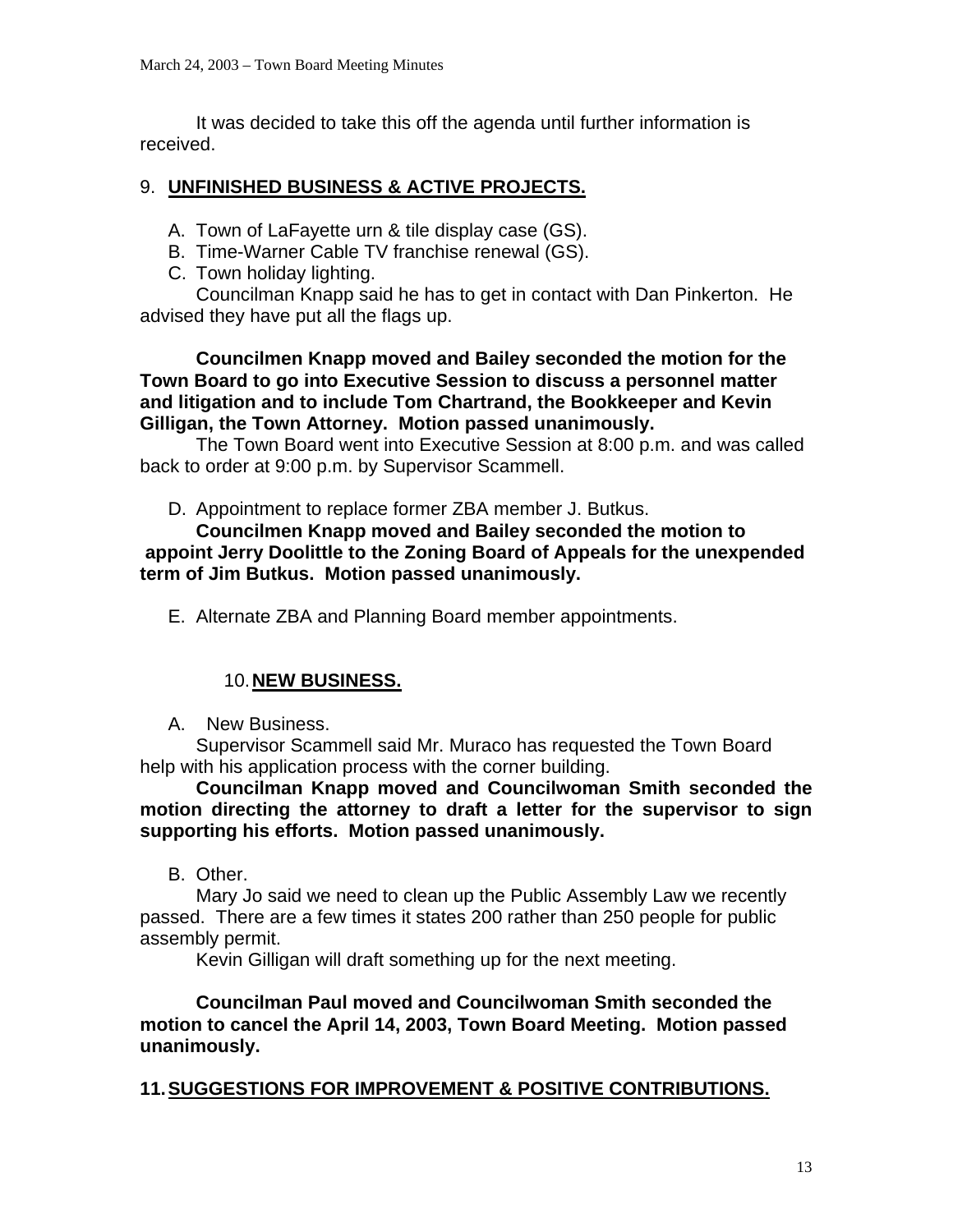It was decided to take this off the agenda until further information is received.

## 9. UNFINISHED BUSINESS & ACTIVE PROJECTS.

A. Town of LaFayette urn & tile display case (GS).
B. Time-Warner Cable TV franchise renewal (GS).
C. Town holiday lighting.

Councilman Knapp said he has to get in contact with Dan Pinkerton. He advised they have put all the flags up.

**Councilmen Knapp moved and Bailey seconded the motion for the Town Board to go into Executive Session to discuss a personnel matter and litigation and to include Tom Chartrand, the Bookkeeper and Kevin Gilligan, the Town Attorney. Motion passed unanimously.**

The Town Board went into Executive Session at 8:00 p.m. and was called back to order at 9:00 p.m. by Supervisor Scammell.

D. Appointment to replace former ZBA member J. Butkus.

**Councilmen Knapp moved and Bailey seconded the motion to appoint Jerry Doolittle to the Zoning Board of Appeals for the unexpended term of Jim Butkus. Motion passed unanimously.**

E. Alternate ZBA and Planning Board member appointments.

## 10. NEW BUSINESS.

A. New Business.

Supervisor Scammell said Mr. Muraco has requested the Town Board help with his application process with the corner building.

**Councilman Knapp moved and Councilwoman Smith seconded the motion directing the attorney to draft a letter for the supervisor to sign supporting his efforts. Motion passed unanimously.**

B. Other.

Mary Jo said we need to clean up the Public Assembly Law we recently passed. There are a few times it states 200 rather than 250 people for public assembly permit.

Kevin Gilligan will draft something up for the next meeting.

**Councilman Paul moved and Councilwoman Smith seconded the motion to cancel the April 14, 2003, Town Board Meeting. Motion passed unanimously.**

## 11. SUGGESTIONS FOR IMPROVEMENT & POSITIVE CONTRIBUTIONS.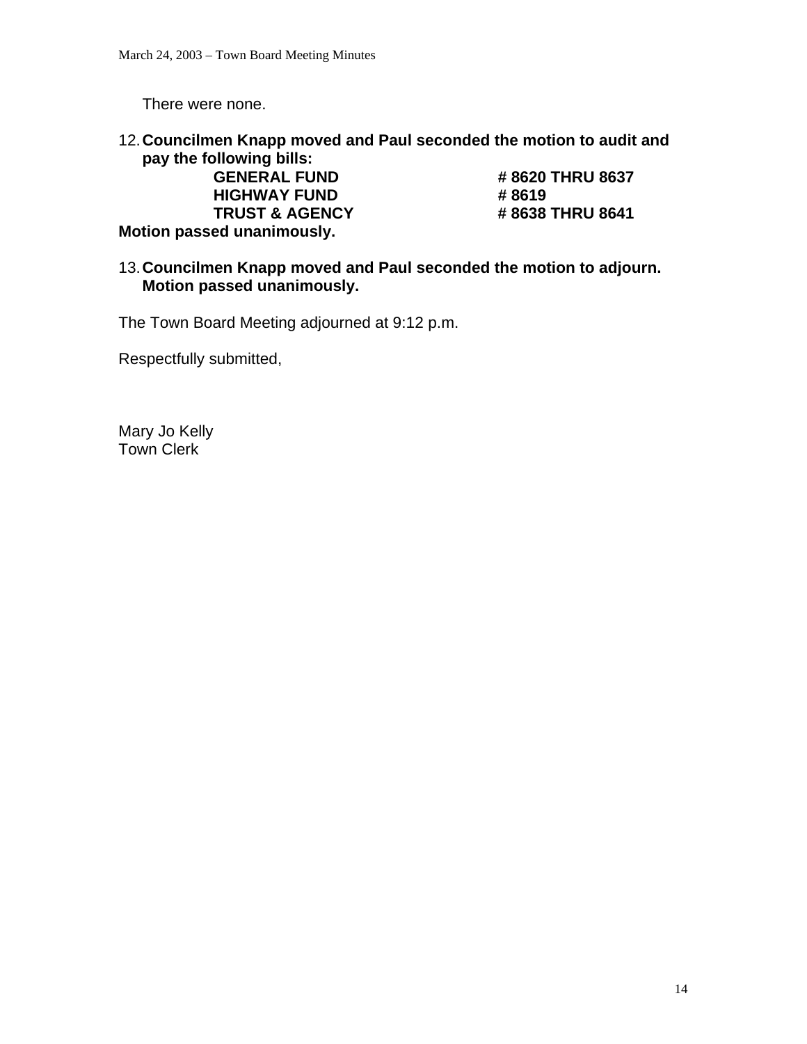There were none.

12. **Councilmen Knapp moved and Paul seconded the motion to audit and pay the following bills:**

| | |
|---|---|
| **GENERAL FUND** | **# 8620 THRU 8637** |
| **HIGHWAY FUND** | **# 8619** |
| **TRUST & AGENCY** | **# 8638 THRU 8641** |

**Motion passed unanimously.**

13. **Councilmen Knapp moved and Paul seconded the motion to adjourn. Motion passed unanimously.**

The Town Board Meeting adjourned at 9:12 p.m.

Respectfully submitted,

Mary Jo Kelly
Town Clerk